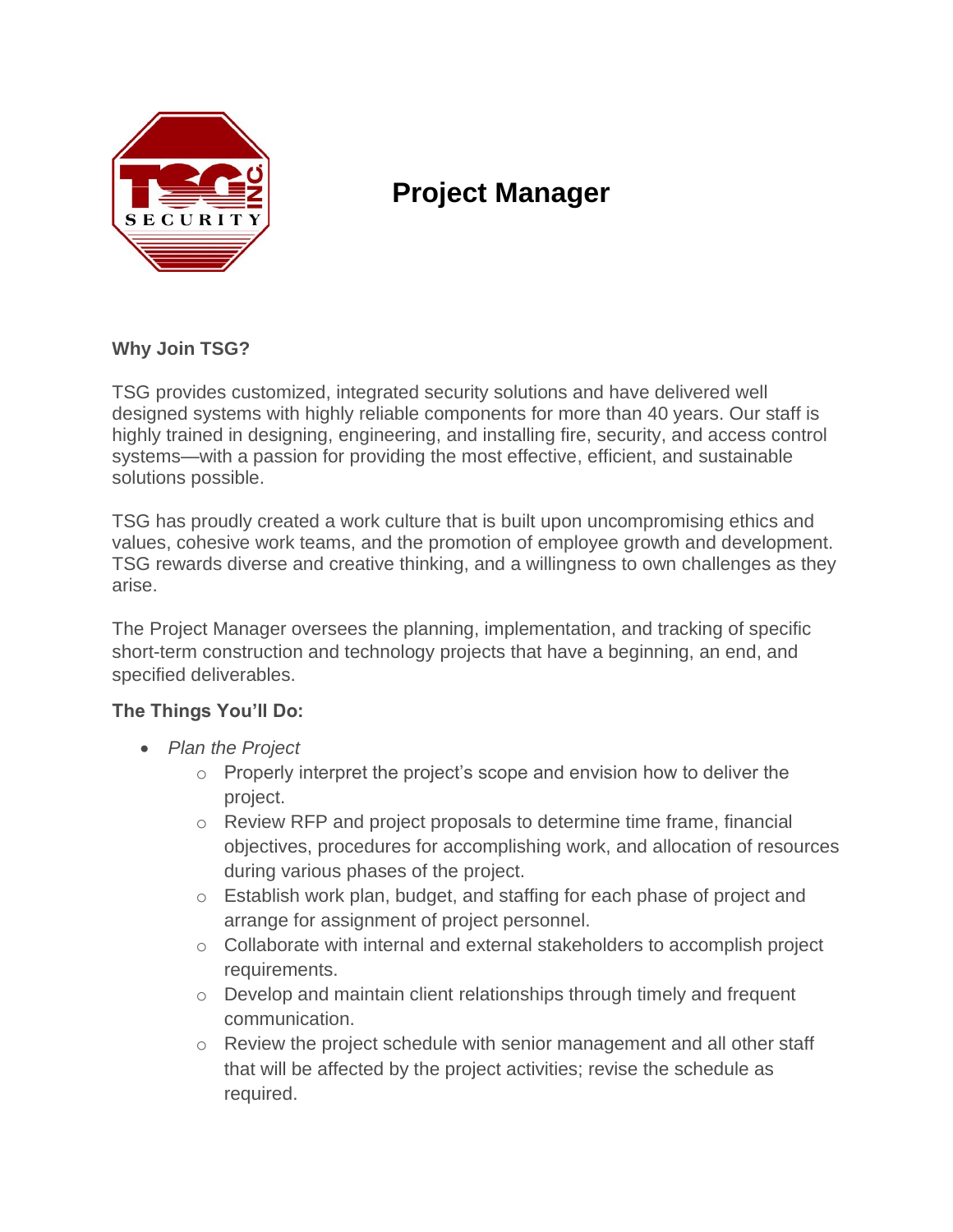# Project Manager

**Why Join TSG?**

TSG provides customized, integrated security solutions and have delivered well designed systems with highly reliable components for more than 40 years. Our staff is highly trained in designing, engineering, and installing fire, security, and access control systems—with a passion for providing the most effective, efficient, and sustainable solutions possible.

TSG has proudly created a work culture that is built upon uncompromising ethics and values, cohesive work teams, and the promotion of employee growth and development. TSG rewards diverse and creative thinking, and a willingness to own challenges as they arise.

The Project Manager oversees the planning, implementation, and tracking of specific short-term construction and technology projects that have a beginning, an end, and specified deliverables.

**The Things You'll Do:**

- *Plan the Project*
  - Properly interpret the project's scope and envision how to deliver the project.
  - Review RFP and project proposals to determine time frame, financial objectives, procedures for accomplishing work, and allocation of resources during various phases of the project.
  - Establish work plan, budget, and staffing for each phase of project and arrange for assignment of project personnel.
  - Collaborate with internal and external stakeholders to accomplish project requirements.
  - Develop and maintain client relationships through timely and frequent communication.
  - Review the project schedule with senior management and all other staff that will be affected by the project activities; revise the schedule as required.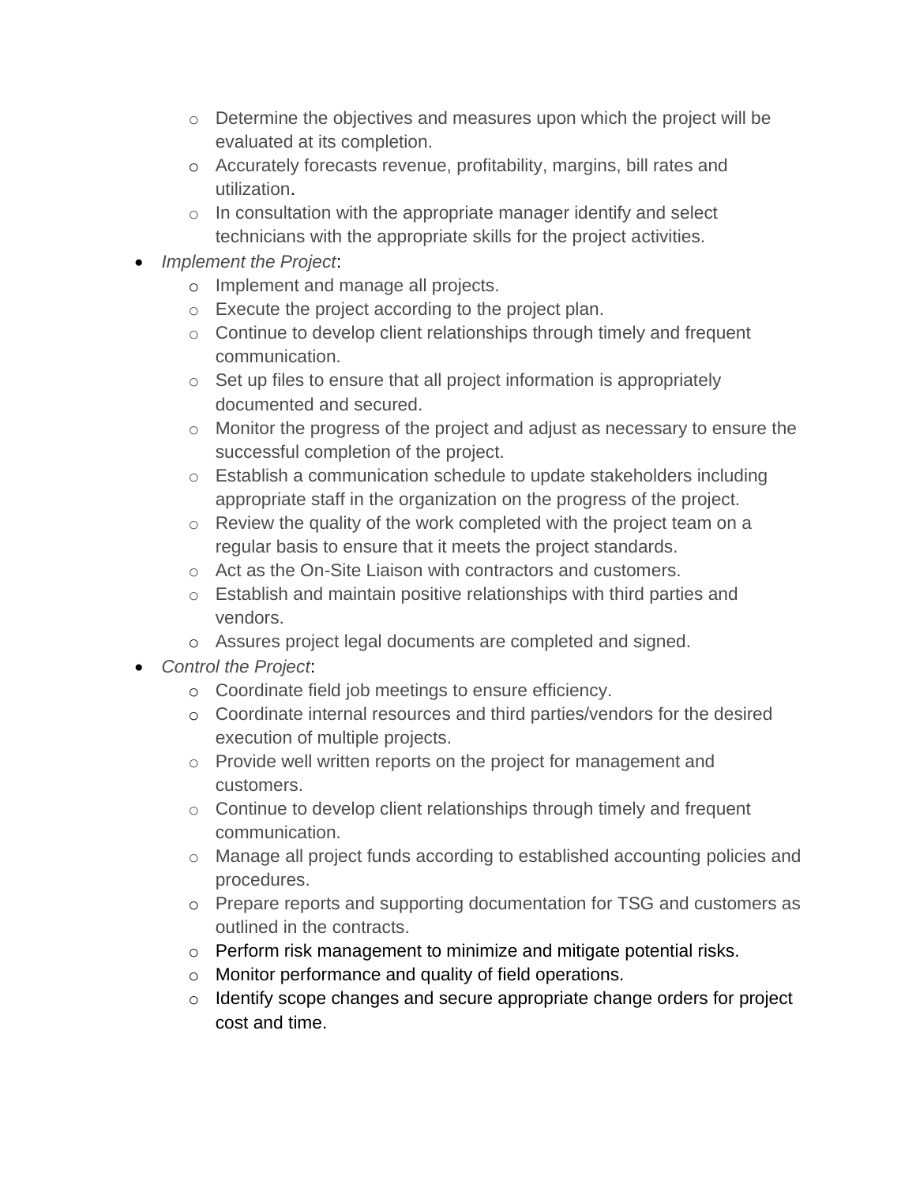- Determine the objectives and measures upon which the project will be evaluated at its completion.
  - Accurately forecasts revenue, profitability, margins, bill rates and utilization.
  - In consultation with the appropriate manager identify and select technicians with the appropriate skills for the project activities.
- *Implement the Project*:
  - Implement and manage all projects.
  - Execute the project according to the project plan.
  - Continue to develop client relationships through timely and frequent communication.
  - Set up files to ensure that all project information is appropriately documented and secured.
  - Monitor the progress of the project and adjust as necessary to ensure the successful completion of the project.
  - Establish a communication schedule to update stakeholders including appropriate staff in the organization on the progress of the project.
  - Review the quality of the work completed with the project team on a regular basis to ensure that it meets the project standards.
  - Act as the On-Site Liaison with contractors and customers.
  - Establish and maintain positive relationships with third parties and vendors.
  - Assures project legal documents are completed and signed.
- *Control the Project*:
  - Coordinate field job meetings to ensure efficiency.
  - Coordinate internal resources and third parties/vendors for the desired execution of multiple projects.
  - Provide well written reports on the project for management and customers.
  - Continue to develop client relationships through timely and frequent communication.
  - Manage all project funds according to established accounting policies and procedures.
  - Prepare reports and supporting documentation for TSG and customers as outlined in the contracts.
  - Perform risk management to minimize and mitigate potential risks.
  - Monitor performance and quality of field operations.
  - Identify scope changes and secure appropriate change orders for project cost and time.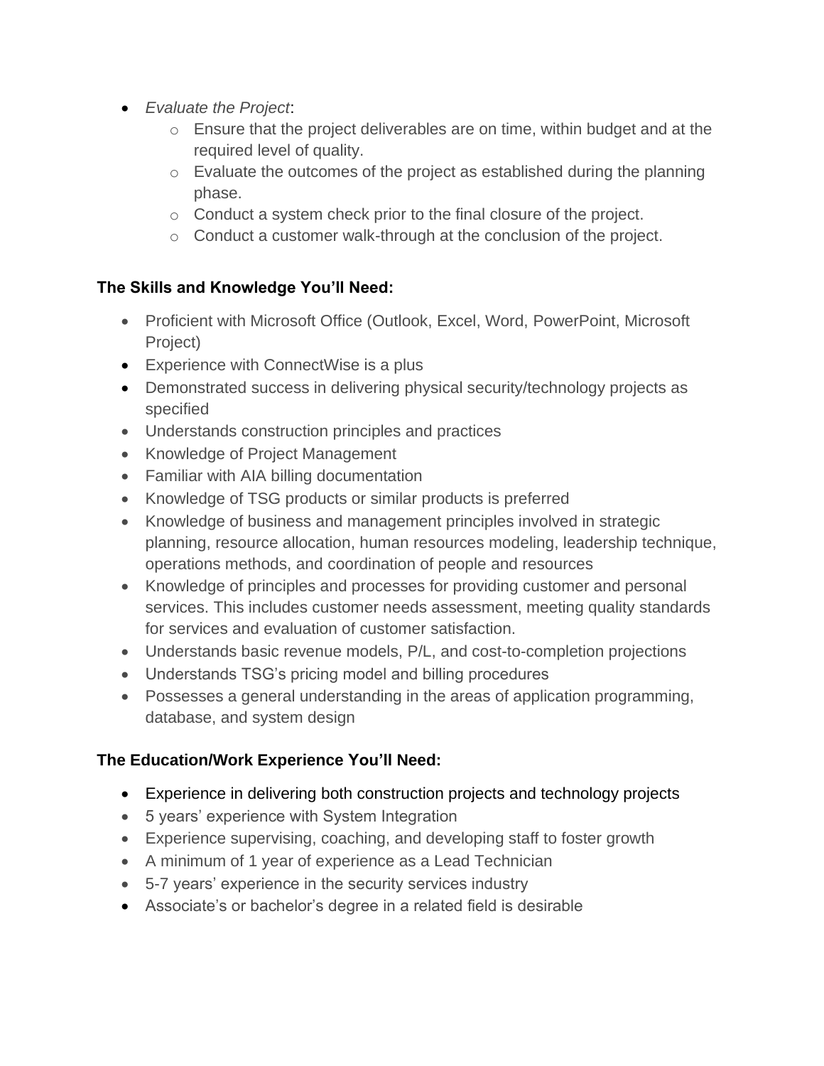- *Evaluate the Project*:
    - Ensure that the project deliverables are on time, within budget and at the required level of quality.
    - Evaluate the outcomes of the project as established during the planning phase.
    - Conduct a system check prior to the final closure of the project.
    - Conduct a customer walk-through at the conclusion of the project.

**The Skills and Knowledge You'll Need:**

- Proficient with Microsoft Office (Outlook, Excel, Word, PowerPoint, Microsoft Project)
- Experience with ConnectWise is a plus
- Demonstrated success in delivering physical security/technology projects as specified
- Understands construction principles and practices
- Knowledge of Project Management
- Familiar with AIA billing documentation
- Knowledge of TSG products or similar products is preferred
- Knowledge of business and management principles involved in strategic planning, resource allocation, human resources modeling, leadership technique, operations methods, and coordination of people and resources
- Knowledge of principles and processes for providing customer and personal services. This includes customer needs assessment, meeting quality standards for services and evaluation of customer satisfaction.
- Understands basic revenue models, P/L, and cost-to-completion projections
- Understands TSG's pricing model and billing procedures
- Possesses a general understanding in the areas of application programming, database, and system design

**The Education/Work Experience You'll Need:**

- Experience in delivering both construction projects and technology projects
- 5 years' experience with System Integration
- Experience supervising, coaching, and developing staff to foster growth
- A minimum of 1 year of experience as a Lead Technician
- 5-7 years' experience in the security services industry
- Associate's or bachelor's degree in a related field is desirable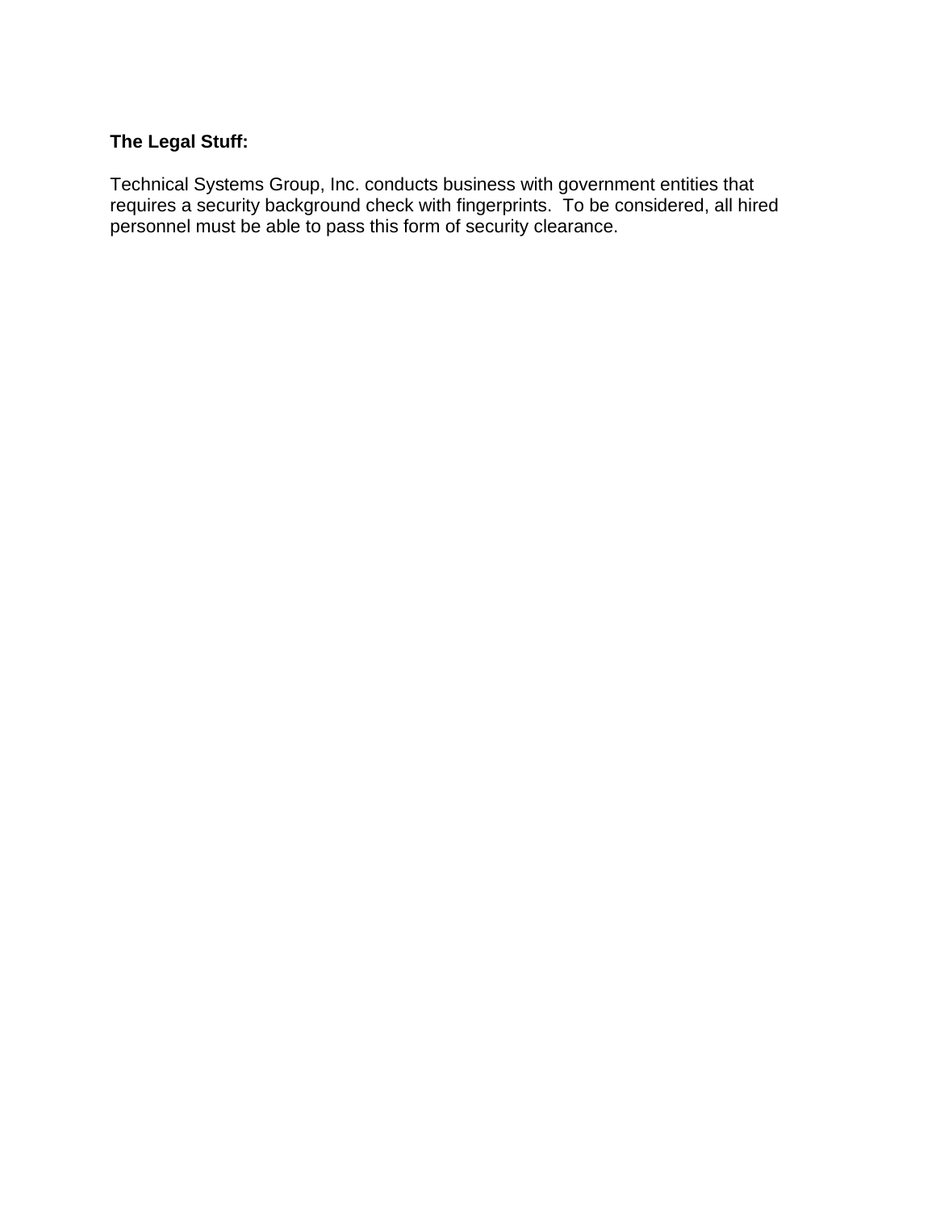**The Legal Stuff:**

Technical Systems Group, Inc. conducts business with government entities that requires a security background check with fingerprints. To be considered, all hired personnel must be able to pass this form of security clearance.